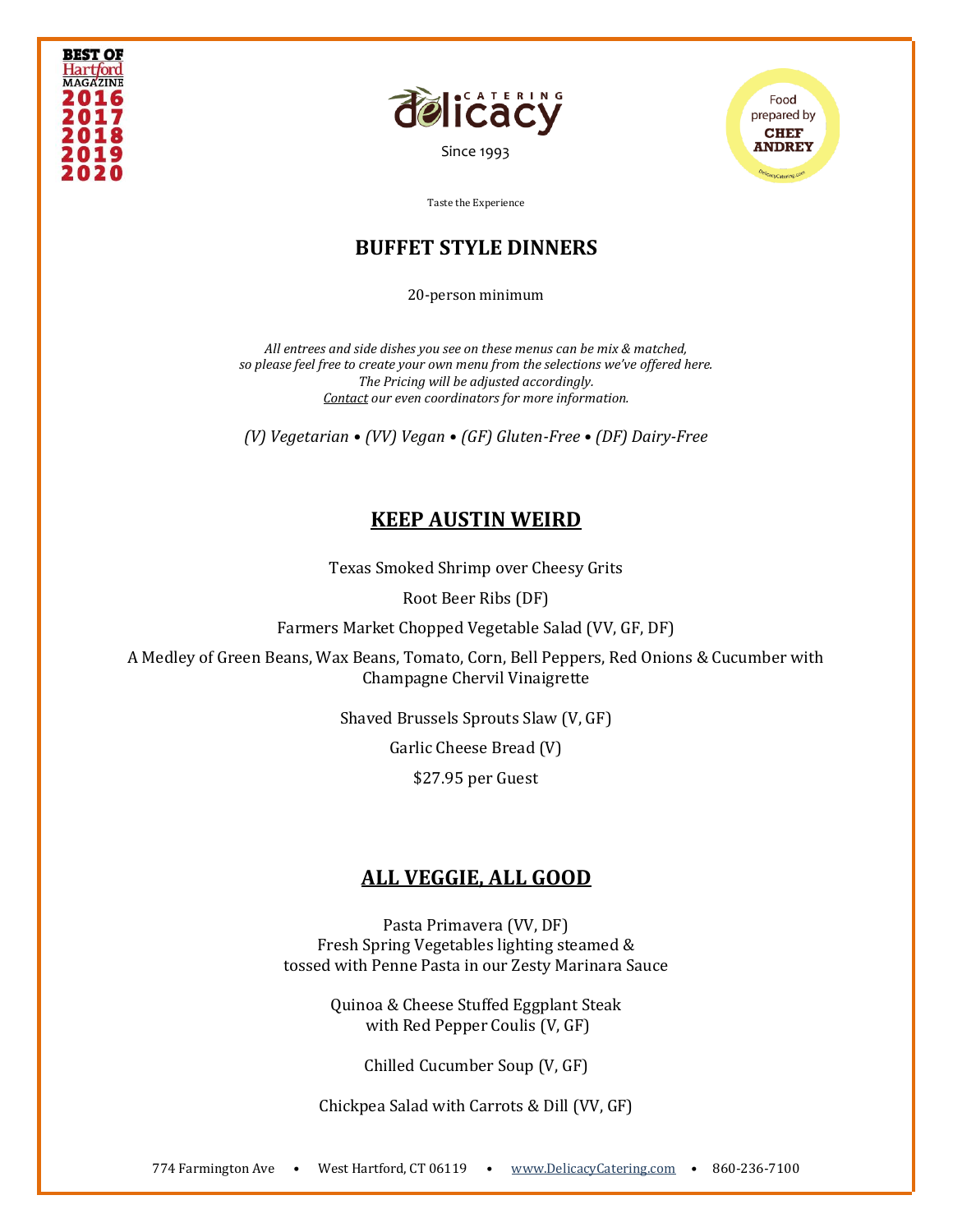BEST OF Hartford MAGAZINE 2016 2017 2018 2019 2020

delicacy CATERING

Since 1993

Food prepared by CHEF ANDREY

Taste the Experience

# BUFFET STYLE DINNERS

20-person minimum

*All entrees and side dishes you see on these menus can be mix & matched,*
*so please feel free to create your own menu from the selections we've offered here.*
*The Pricing will be adjusted accordingly.*
*Contact our even coordinators for more information.*

*(V) Vegetarian • (VV) Vegan • (GF) Gluten-Free • (DF) Dairy-Free*

## KEEP AUSTIN WEIRD

Texas Smoked Shrimp over Cheesy Grits

Root Beer Ribs (DF)

Farmers Market Chopped Vegetable Salad (VV, GF, DF)

A Medley of Green Beans, Wax Beans, Tomato, Corn, Bell Peppers, Red Onions & Cucumber with Champagne Chervil Vinaigrette

Shaved Brussels Sprouts Slaw (V, GF)

Garlic Cheese Bread (V)

$27.95 per Guest

## ALL VEGGIE, ALL GOOD

Pasta Primavera (VV, DF)
Fresh Spring Vegetables lighting steamed &
tossed with Penne Pasta in our Zesty Marinara Sauce

Quinoa & Cheese Stuffed Eggplant Steak
with Red Pepper Coulis (V, GF)

Chilled Cucumber Soup (V, GF)

Chickpea Salad with Carrots & Dill (VV, GF)

774 Farmington Ave • West Hartford, CT 06119 • www.DelicacyCatering.com • 860-236-7100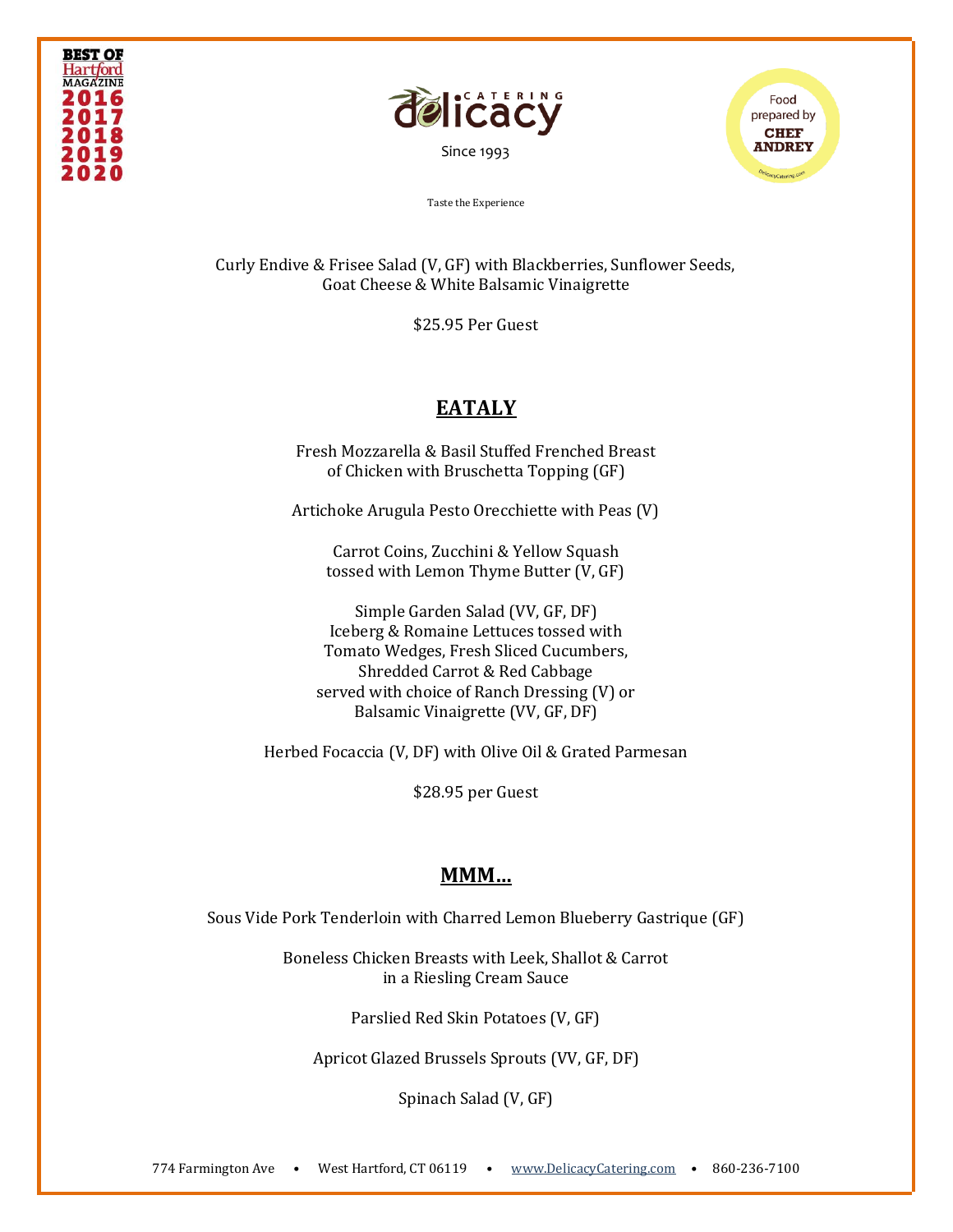Curly Endive & Frisee Salad (V, GF) with Blackberries, Sunflower Seeds,
Goat Cheese & White Balsamic Vinaigrette

$25.95 Per Guest

## EATALY

Fresh Mozzarella & Basil Stuffed Frenched Breast
of Chicken with Bruschetta Topping (GF)

Artichoke Arugula Pesto Orecchiette with Peas (V)

Carrot Coins, Zucchini & Yellow Squash
tossed with Lemon Thyme Butter (V, GF)

Simple Garden Salad (VV, GF, DF)
Iceberg & Romaine Lettuces tossed with
Tomato Wedges, Fresh Sliced Cucumbers,
Shredded Carrot & Red Cabbage
served with choice of Ranch Dressing (V) or
Balsamic Vinaigrette (VV, GF, DF)

Herbed Focaccia (V, DF) with Olive Oil & Grated Parmesan

$28.95 per Guest

## MMM…

Sous Vide Pork Tenderloin with Charred Lemon Blueberry Gastrique (GF)

Boneless Chicken Breasts with Leek, Shallot & Carrot
in a Riesling Cream Sauce

Parslied Red Skin Potatoes (V, GF)

Apricot Glazed Brussels Sprouts (VV, GF, DF)

Spinach Salad (V, GF)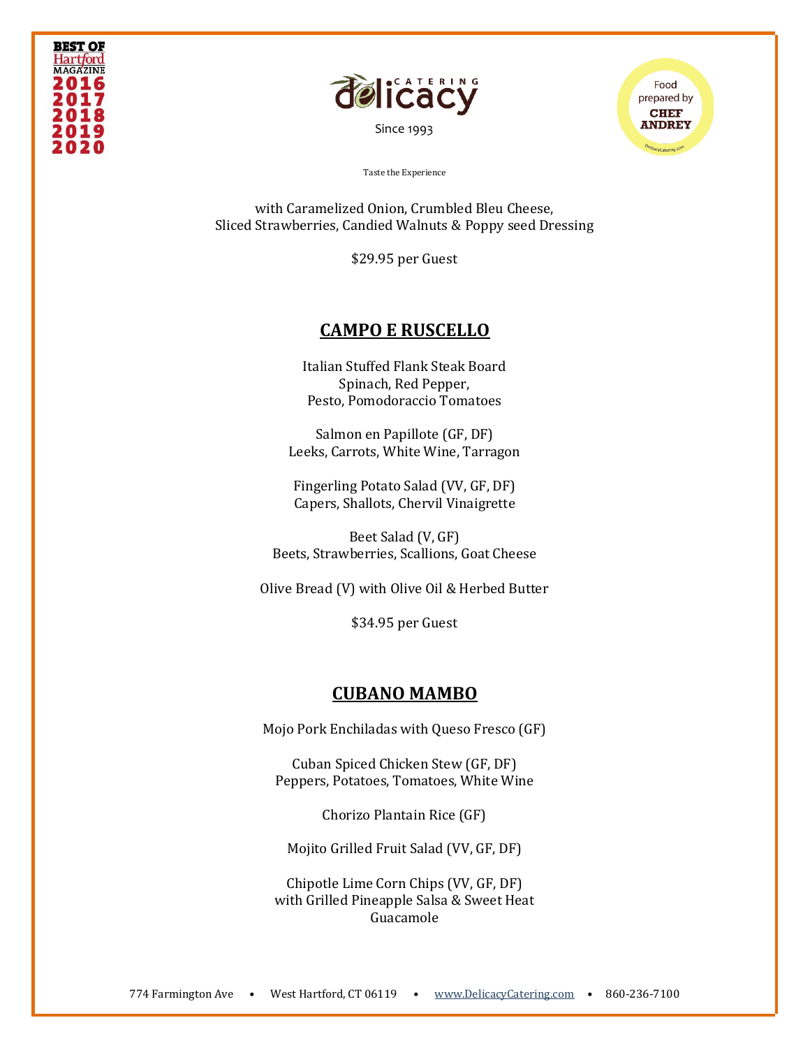with Caramelized Onion, Crumbled Bleu Cheese,
Sliced Strawberries, Candied Walnuts & Poppy seed Dressing

$29.95 per Guest

## CAMPO E RUSCELLO

Italian Stuffed Flank Steak Board
Spinach, Red Pepper,
Pesto, Pomodoraccio Tomatoes

Salmon en Papillote (GF, DF)
Leeks, Carrots, White Wine, Tarragon

Fingerling Potato Salad (VV, GF, DF)
Capers, Shallots, Chervil Vinaigrette

Beet Salad (V, GF)
Beets, Strawberries, Scallions, Goat Cheese

Olive Bread (V) with Olive Oil & Herbed Butter

$34.95 per Guest

## CUBANO MAMBO

Mojo Pork Enchiladas with Queso Fresco (GF)

Cuban Spiced Chicken Stew (GF, DF)
Peppers, Potatoes, Tomatoes, White Wine

Chorizo Plantain Rice (GF)

Mojito Grilled Fruit Salad (VV, GF, DF)

Chipotle Lime Corn Chips (VV, GF, DF)
with Grilled Pineapple Salsa & Sweet Heat
Guacamole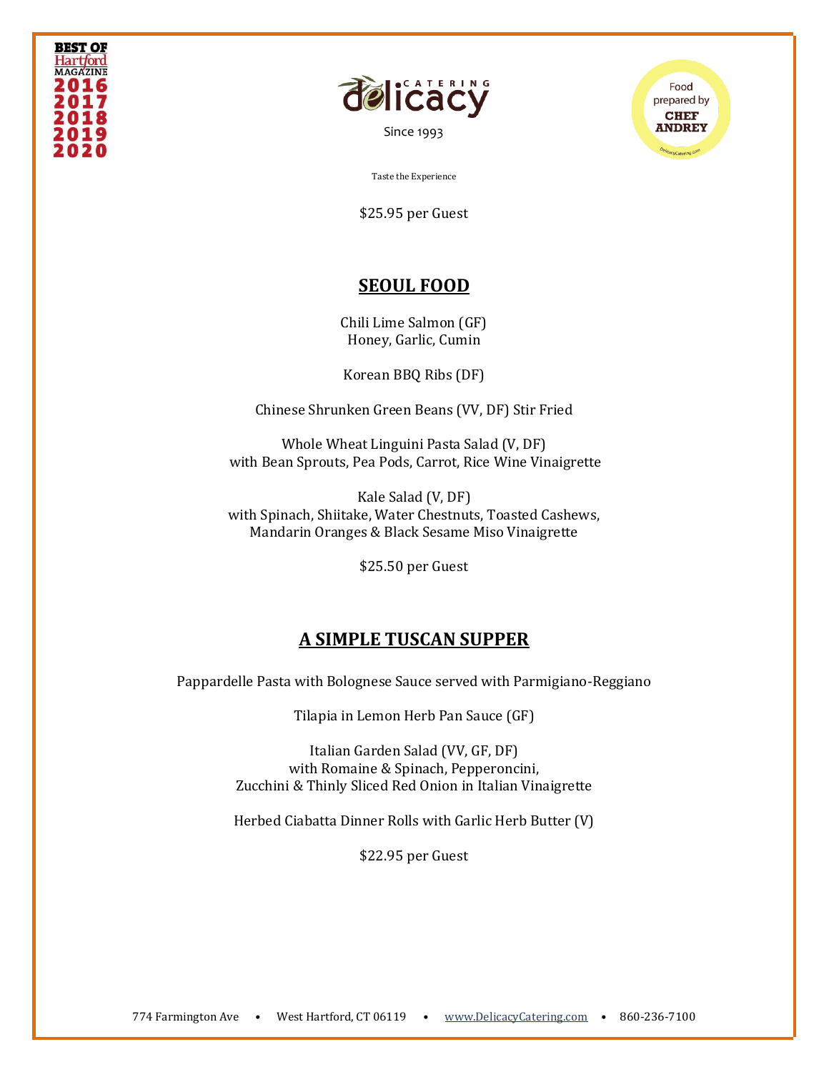BEST OF Hartford MAGAZINE 2016 2017 2018 2019 2020

delicacy CATERING

Since 1993

Food prepared by CHEF ANDREY

Taste the Experience

$25.95 per Guest

## SEOUL FOOD

Chili Lime Salmon (GF)
Honey, Garlic, Cumin

Korean BBQ Ribs (DF)

Chinese Shrunken Green Beans (VV, DF) Stir Fried

Whole Wheat Linguini Pasta Salad (V, DF)
with Bean Sprouts, Pea Pods, Carrot, Rice Wine Vinaigrette

Kale Salad (V, DF)
with Spinach, Shiitake, Water Chestnuts, Toasted Cashews,
Mandarin Oranges & Black Sesame Miso Vinaigrette

$25.50 per Guest

## A SIMPLE TUSCAN SUPPER

Pappardelle Pasta with Bolognese Sauce served with Parmigiano-Reggiano

Tilapia in Lemon Herb Pan Sauce (GF)

Italian Garden Salad (VV, GF, DF)
with Romaine & Spinach, Pepperoncini,
Zucchini & Thinly Sliced Red Onion in Italian Vinaigrette

Herbed Ciabatta Dinner Rolls with Garlic Herb Butter (V)

$22.95 per Guest

774 Farmington Ave • West Hartford, CT 06119 • www.DelicacyCatering.com • 860-236-7100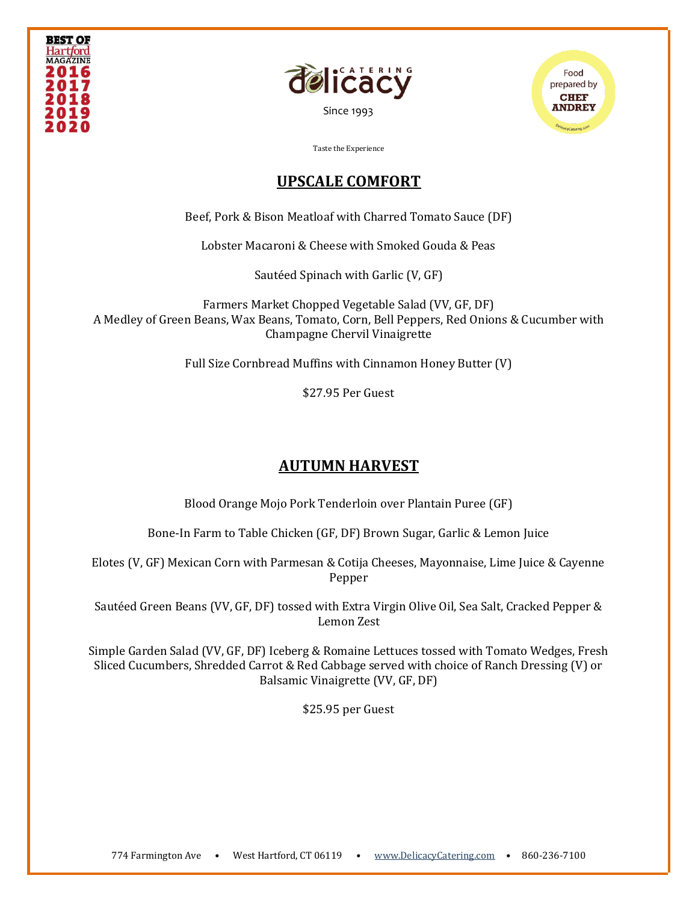BEST OF Hartford MAGAZINE 2016 2017 2018 2019 2020

delicacy CATERING

Since 1993

Food prepared by CHEF ANDREY

Taste the Experience

## UPSCALE COMFORT

Beef, Pork & Bison Meatloaf with Charred Tomato Sauce (DF)

Lobster Macaroni & Cheese with Smoked Gouda & Peas

Sautéed Spinach with Garlic (V, GF)

Farmers Market Chopped Vegetable Salad (VV, GF, DF)
A Medley of Green Beans, Wax Beans, Tomato, Corn, Bell Peppers, Red Onions & Cucumber with Champagne Chervil Vinaigrette

Full Size Cornbread Muffins with Cinnamon Honey Butter (V)

$27.95 Per Guest

## AUTUMN HARVEST

Blood Orange Mojo Pork Tenderloin over Plantain Puree (GF)

Bone-In Farm to Table Chicken (GF, DF) Brown Sugar, Garlic & Lemon Juice

Elotes (V, GF) Mexican Corn with Parmesan & Cotija Cheeses, Mayonnaise, Lime Juice & Cayenne Pepper

Sautéed Green Beans (VV, GF, DF) tossed with Extra Virgin Olive Oil, Sea Salt, Cracked Pepper & Lemon Zest

Simple Garden Salad (VV, GF, DF) Iceberg & Romaine Lettuces tossed with Tomato Wedges, Fresh Sliced Cucumbers, Shredded Carrot & Red Cabbage served with choice of Ranch Dressing (V) or Balsamic Vinaigrette (VV, GF, DF)

$25.95 per Guest

774 Farmington Ave • West Hartford, CT 06119 • www.DelicacyCatering.com • 860-236-7100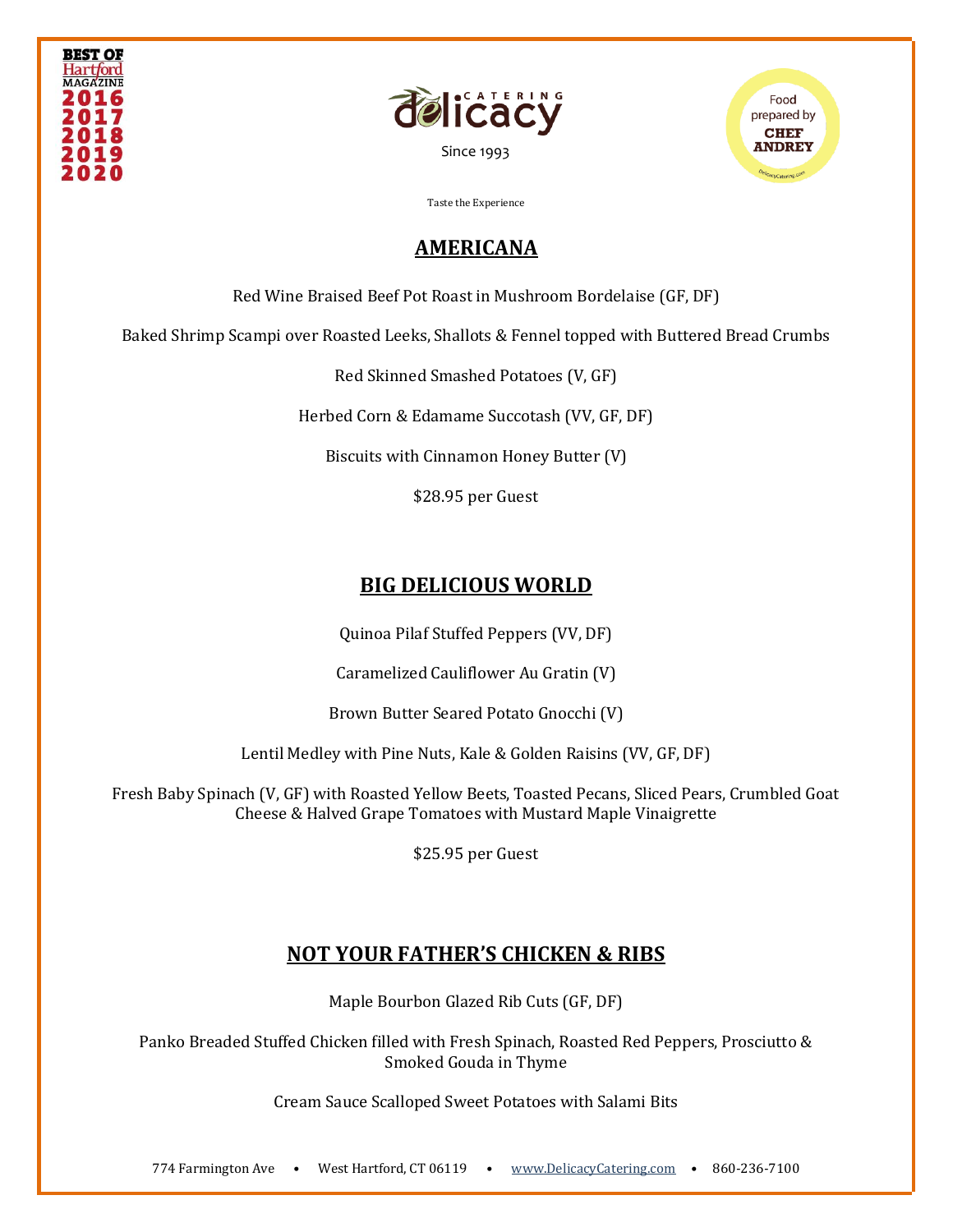BEST OF Hartford MAGAZINE 2016 2017 2018 2019 2020

delicacy CATERING

Since 1993

Food prepared by CHEF ANDREY

Taste the Experience

## AMERICANA

Red Wine Braised Beef Pot Roast in Mushroom Bordelaise (GF, DF)

Baked Shrimp Scampi over Roasted Leeks, Shallots & Fennel topped with Buttered Bread Crumbs

Red Skinned Smashed Potatoes (V, GF)

Herbed Corn & Edamame Succotash (VV, GF, DF)

Biscuits with Cinnamon Honey Butter (V)

$28.95 per Guest

## BIG DELICIOUS WORLD

Quinoa Pilaf Stuffed Peppers (VV, DF)

Caramelized Cauliflower Au Gratin (V)

Brown Butter Seared Potato Gnocchi (V)

Lentil Medley with Pine Nuts, Kale & Golden Raisins (VV, GF, DF)

Fresh Baby Spinach (V, GF) with Roasted Yellow Beets, Toasted Pecans, Sliced Pears, Crumbled Goat Cheese & Halved Grape Tomatoes with Mustard Maple Vinaigrette

$25.95 per Guest

## NOT YOUR FATHER'S CHICKEN & RIBS

Maple Bourbon Glazed Rib Cuts (GF, DF)

Panko Breaded Stuffed Chicken filled with Fresh Spinach, Roasted Red Peppers, Prosciutto & Smoked Gouda in Thyme

Cream Sauce Scalloped Sweet Potatoes with Salami Bits

774 Farmington Ave • West Hartford, CT 06119 • www.DelicacyCatering.com • 860-236-7100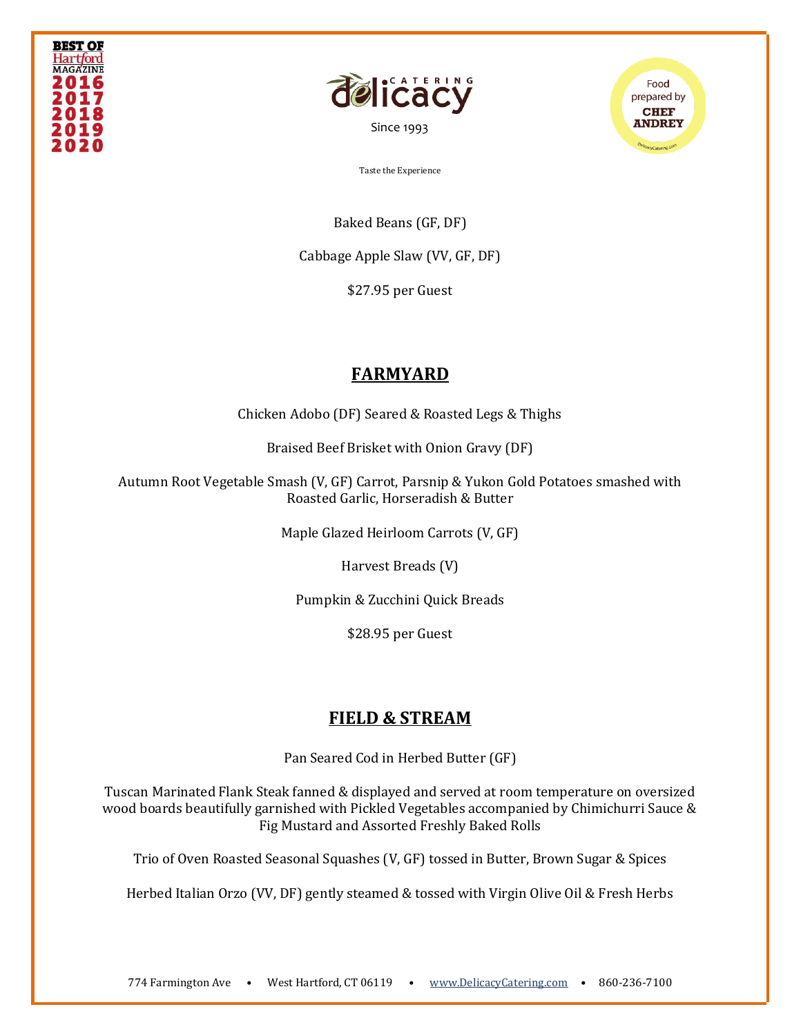Baked Beans (GF, DF)

Cabbage Apple Slaw (VV, GF, DF)

$27.95 per Guest

## FARMYARD

Chicken Adobo (DF) Seared & Roasted Legs & Thighs

Braised Beef Brisket with Onion Gravy (DF)

Autumn Root Vegetable Smash (V, GF) Carrot, Parsnip & Yukon Gold Potatoes smashed with Roasted Garlic, Horseradish & Butter

Maple Glazed Heirloom Carrots (V, GF)

Harvest Breads (V)

Pumpkin & Zucchini Quick Breads

$28.95 per Guest

## FIELD & STREAM

Pan Seared Cod in Herbed Butter (GF)

Tuscan Marinated Flank Steak fanned & displayed and served at room temperature on oversized wood boards beautifully garnished with Pickled Vegetables accompanied by Chimichurri Sauce & Fig Mustard and Assorted Freshly Baked Rolls

Trio of Oven Roasted Seasonal Squashes (V, GF) tossed in Butter, Brown Sugar & Spices

Herbed Italian Orzo (VV, DF) gently steamed & tossed with Virgin Olive Oil & Fresh Herbs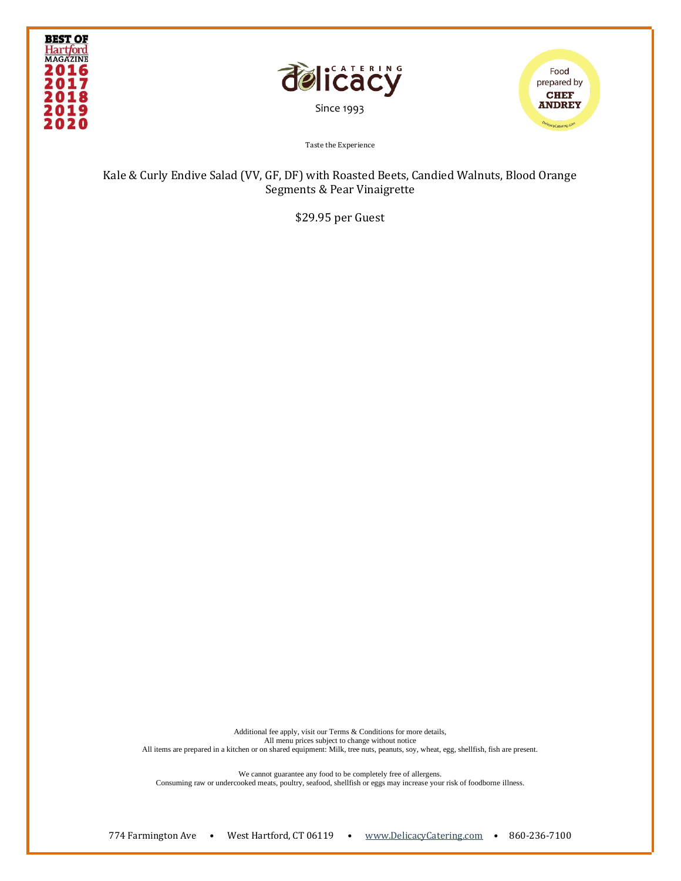BEST OF Hartford MAGAZINE 2016 2017 2018 2019 2020

delicacy CATERING

Since 1993

Food prepared by CHEF ANDREY

Taste the Experience

Kale & Curly Endive Salad (VV, GF, DF) with Roasted Beets, Candied Walnuts, Blood Orange Segments & Pear Vinaigrette

$29.95 per Guest

Additional fee apply, visit our Terms & Conditions for more details,
All menu prices subject to change without notice
All items are prepared in a kitchen or on shared equipment: Milk, tree nuts, peanuts, soy, wheat, egg, shellfish, fish are present.

We cannot guarantee any food to be completely free of allergens.
Consuming raw or undercooked meats, poultry, seafood, shellfish or eggs may increase your risk of foodborne illness.

774 Farmington Ave • West Hartford, CT 06119 • www.DelicacyCatering.com • 860-236-7100